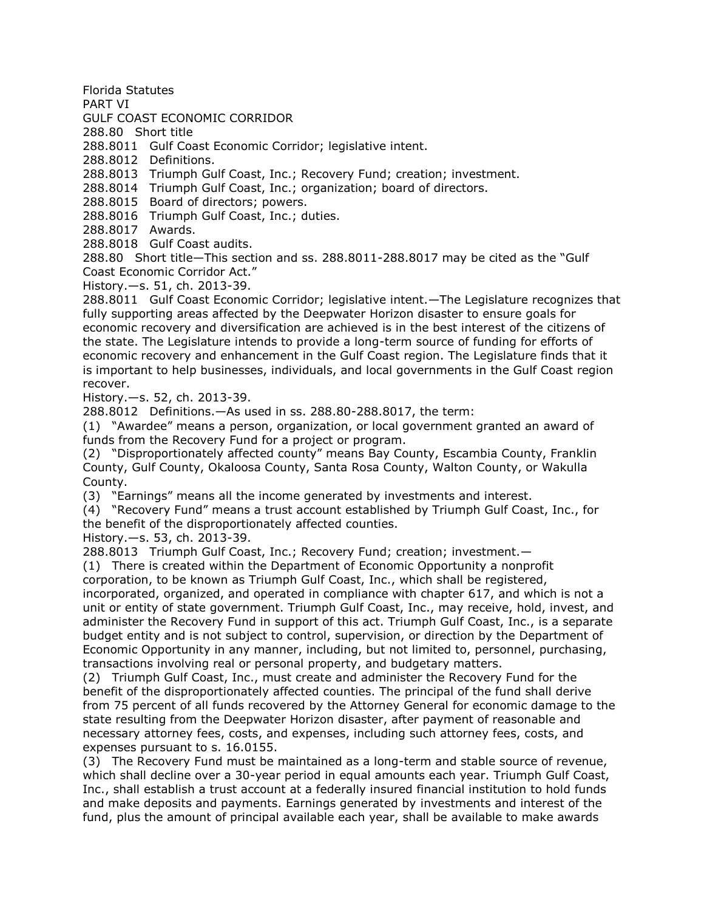Florida Statutes

PART VI

GULF COAST ECONOMIC CORRIDOR

288.80 Short title

288.8011 Gulf Coast Economic Corridor; legislative intent.

288.8012 Definitions.

288.8013 Triumph Gulf Coast, Inc.; Recovery Fund; creation; investment.

288.8014 Triumph Gulf Coast, Inc.; organization; board of directors.

288.8015 Board of directors; powers.

288.8016 Triumph Gulf Coast, Inc.; duties.

288.8017 Awards.

288.8018 Gulf Coast audits.

288.80 Short title—This section and ss. 288.8011-288.8017 may be cited as the "Gulf Coast Economic Corridor Act."

History.—s. 51, ch. 2013-39.

288.8011 Gulf Coast Economic Corridor; legislative intent.—The Legislature recognizes that fully supporting areas affected by the Deepwater Horizon disaster to ensure goals for economic recovery and diversification are achieved is in the best interest of the citizens of the state. The Legislature intends to provide a long-term source of funding for efforts of economic recovery and enhancement in the Gulf Coast region. The Legislature finds that it is important to help businesses, individuals, and local governments in the Gulf Coast region recover.

History.—s. 52, ch. 2013-39.

288.8012 Definitions.—As used in ss. 288.80-288.8017, the term:

(1) "Awardee" means a person, organization, or local government granted an award of funds from the Recovery Fund for a project or program.

(2) "Disproportionately affected county" means Bay County, Escambia County, Franklin County, Gulf County, Okaloosa County, Santa Rosa County, Walton County, or Wakulla County.

(3) "Earnings" means all the income generated by investments and interest.

(4) "Recovery Fund" means a trust account established by Triumph Gulf Coast, Inc., for the benefit of the disproportionately affected counties.

History.—s. 53, ch. 2013-39.

288.8013 Triumph Gulf Coast, Inc.; Recovery Fund; creation; investment.—

(1) There is created within the Department of Economic Opportunity a nonprofit corporation, to be known as Triumph Gulf Coast, Inc., which shall be registered, incorporated, organized, and operated in compliance with chapter 617, and which is not a unit or entity of state government. Triumph Gulf Coast, Inc., may receive, hold, invest, and administer the Recovery Fund in support of this act. Triumph Gulf Coast, Inc., is a separate budget entity and is not subject to control, supervision, or direction by the Department of Economic Opportunity in any manner, including, but not limited to, personnel, purchasing, transactions involving real or personal property, and budgetary matters.

(2) Triumph Gulf Coast, Inc., must create and administer the Recovery Fund for the benefit of the disproportionately affected counties. The principal of the fund shall derive from 75 percent of all funds recovered by the Attorney General for economic damage to the state resulting from the Deepwater Horizon disaster, after payment of reasonable and necessary attorney fees, costs, and expenses, including such attorney fees, costs, and expenses pursuant to s. 16.0155.

(3) The Recovery Fund must be maintained as a long-term and stable source of revenue, which shall decline over a 30-year period in equal amounts each year. Triumph Gulf Coast, Inc., shall establish a trust account at a federally insured financial institution to hold funds and make deposits and payments. Earnings generated by investments and interest of the fund, plus the amount of principal available each year, shall be available to make awards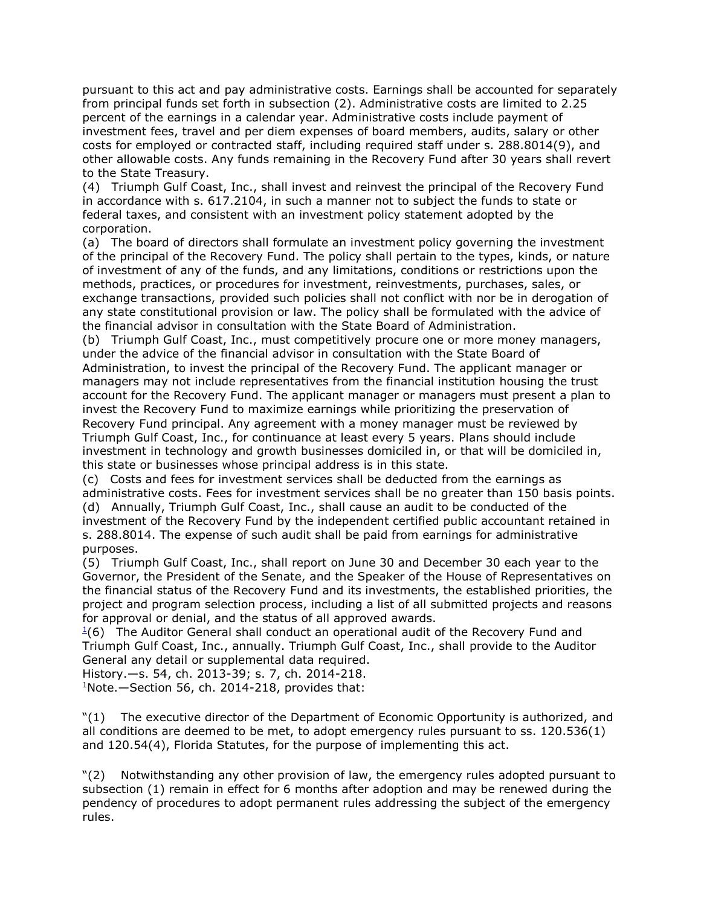pursuant to this act and pay administrative costs. Earnings shall be accounted for separately from principal funds set forth in subsection (2). Administrative costs are limited to 2.25 percent of the earnings in a calendar year. Administrative costs include payment of investment fees, travel and per diem expenses of board members, audits, salary or other costs for employed or contracted staff, including required staff under s. 288.8014(9), and other allowable costs. Any funds remaining in the Recovery Fund after 30 years shall revert to the State Treasury.

(4) Triumph Gulf Coast, Inc., shall invest and reinvest the principal of the Recovery Fund in accordance with s. 617.2104, in such a manner not to subject the funds to state or federal taxes, and consistent with an investment policy statement adopted by the corporation.

(a) The board of directors shall formulate an investment policy governing the investment of the principal of the Recovery Fund. The policy shall pertain to the types, kinds, or nature of investment of any of the funds, and any limitations, conditions or restrictions upon the methods, practices, or procedures for investment, reinvestments, purchases, sales, or exchange transactions, provided such policies shall not conflict with nor be in derogation of any state constitutional provision or law. The policy shall be formulated with the advice of the financial advisor in consultation with the State Board of Administration.

(b) Triumph Gulf Coast, Inc., must competitively procure one or more money managers, under the advice of the financial advisor in consultation with the State Board of Administration, to invest the principal of the Recovery Fund. The applicant manager or managers may not include representatives from the financial institution housing the trust account for the Recovery Fund. The applicant manager or managers must present a plan to invest the Recovery Fund to maximize earnings while prioritizing the preservation of Recovery Fund principal. Any agreement with a money manager must be reviewed by Triumph Gulf Coast, Inc., for continuance at least every 5 years. Plans should include investment in technology and growth businesses domiciled in, or that will be domiciled in, this state or businesses whose principal address is in this state.

(c) Costs and fees for investment services shall be deducted from the earnings as administrative costs. Fees for investment services shall be no greater than 150 basis points.

(d) Annually, Triumph Gulf Coast, Inc., shall cause an audit to be conducted of the investment of the Recovery Fund by the independent certified public accountant retained in s. 288.8014. The expense of such audit shall be paid from earnings for administrative purposes.

(5) Triumph Gulf Coast, Inc., shall report on June 30 and December 30 each year to the Governor, the President of the Senate, and the Speaker of the House of Representatives on the financial status of the Recovery Fund and its investments, the established priorities, the project and program selection process, including a list of all submitted projects and reasons for approval or denial, and the status of all approved awards.

[1](6) The Auditor General shall conduct an operational audit of the Recovery Fund and Triumph Gulf Coast, Inc., annually. Triumph Gulf Coast, Inc., shall provide to the Auditor General any detail or supplemental data required.

History.—s. 54, ch. 2013-39; s. 7, ch. 2014-218.

[1]Note.—Section 56, ch. 2014-218, provides that:

"(1) The executive director of the Department of Economic Opportunity is authorized, and all conditions are deemed to be met, to adopt emergency rules pursuant to ss. 120.536(1) and 120.54(4), Florida Statutes, for the purpose of implementing this act.

"(2) Notwithstanding any other provision of law, the emergency rules adopted pursuant to subsection (1) remain in effect for 6 months after adoption and may be renewed during the pendency of procedures to adopt permanent rules addressing the subject of the emergency rules.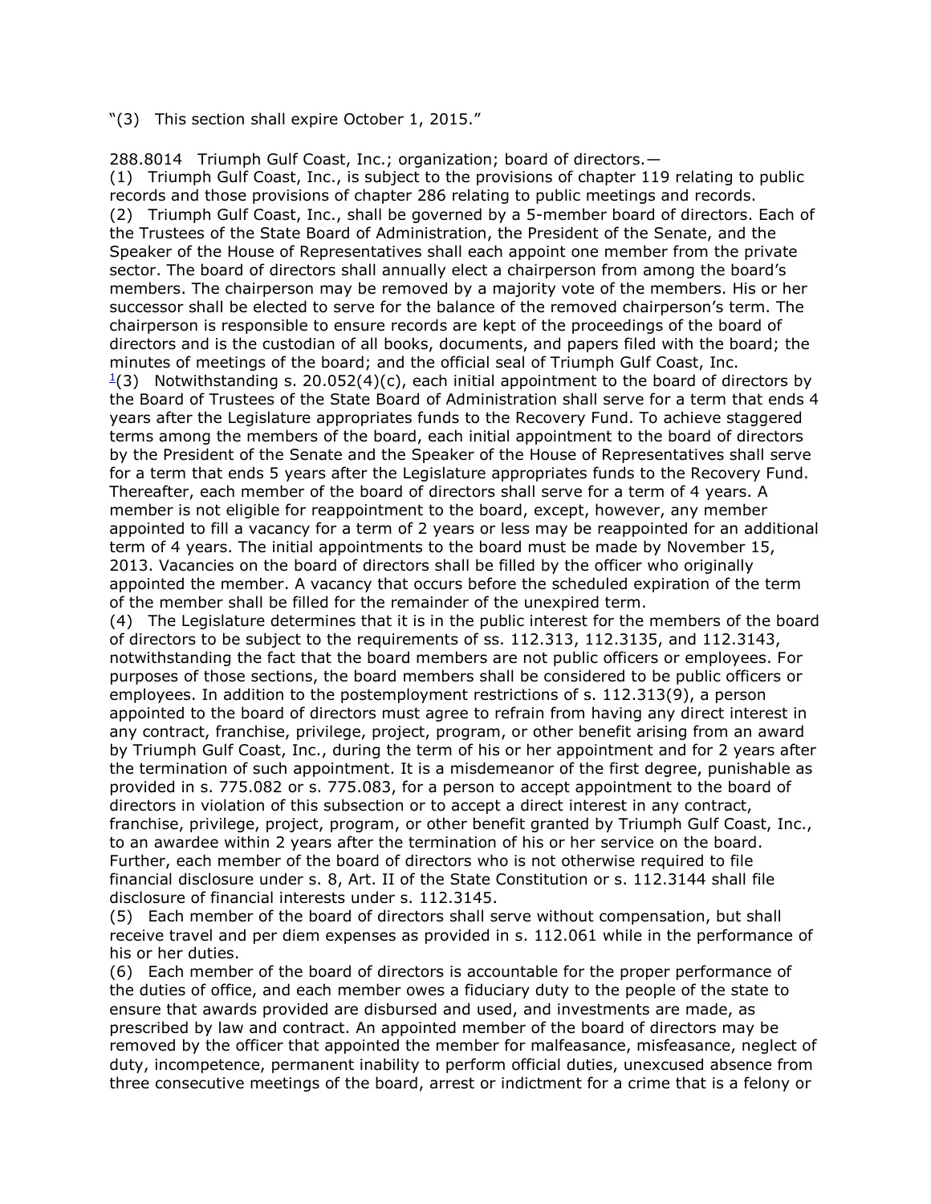"(3) This section shall expire October 1, 2015."

288.8014 Triumph Gulf Coast, Inc.; organization; board of directors.—

(1) Triumph Gulf Coast, Inc., is subject to the provisions of chapter 119 relating to public records and those provisions of chapter 286 relating to public meetings and records.

(2) Triumph Gulf Coast, Inc., shall be governed by a 5-member board of directors. Each of the Trustees of the State Board of Administration, the President of the Senate, and the Speaker of the House of Representatives shall each appoint one member from the private sector. The board of directors shall annually elect a chairperson from among the board's members. The chairperson may be removed by a majority vote of the members. His or her successor shall be elected to serve for the balance of the removed chairperson's term. The chairperson is responsible to ensure records are kept of the proceedings of the board of directors and is the custodian of all books, documents, and papers filed with the board; the minutes of meetings of the board; and the official seal of Triumph Gulf Coast, Inc.

[1](3) Notwithstanding s. 20.052(4)(c), each initial appointment to the board of directors by the Board of Trustees of the State Board of Administration shall serve for a term that ends 4 years after the Legislature appropriates funds to the Recovery Fund. To achieve staggered terms among the members of the board, each initial appointment to the board of directors by the President of the Senate and the Speaker of the House of Representatives shall serve for a term that ends 5 years after the Legislature appropriates funds to the Recovery Fund. Thereafter, each member of the board of directors shall serve for a term of 4 years. A member is not eligible for reappointment to the board, except, however, any member appointed to fill a vacancy for a term of 2 years or less may be reappointed for an additional term of 4 years. The initial appointments to the board must be made by November 15, 2013. Vacancies on the board of directors shall be filled by the officer who originally appointed the member. A vacancy that occurs before the scheduled expiration of the term of the member shall be filled for the remainder of the unexpired term.

(4) The Legislature determines that it is in the public interest for the members of the board of directors to be subject to the requirements of ss. 112.313, 112.3135, and 112.3143, notwithstanding the fact that the board members are not public officers or employees. For purposes of those sections, the board members shall be considered to be public officers or employees. In addition to the postemployment restrictions of s. 112.313(9), a person appointed to the board of directors must agree to refrain from having any direct interest in any contract, franchise, privilege, project, program, or other benefit arising from an award by Triumph Gulf Coast, Inc., during the term of his or her appointment and for 2 years after the termination of such appointment. It is a misdemeanor of the first degree, punishable as provided in s. 775.082 or s. 775.083, for a person to accept appointment to the board of directors in violation of this subsection or to accept a direct interest in any contract, franchise, privilege, project, program, or other benefit granted by Triumph Gulf Coast, Inc., to an awardee within 2 years after the termination of his or her service on the board. Further, each member of the board of directors who is not otherwise required to file financial disclosure under s. 8, Art. II of the State Constitution or s. 112.3144 shall file disclosure of financial interests under s. 112.3145.

(5) Each member of the board of directors shall serve without compensation, but shall receive travel and per diem expenses as provided in s. 112.061 while in the performance of his or her duties.

(6) Each member of the board of directors is accountable for the proper performance of the duties of office, and each member owes a fiduciary duty to the people of the state to ensure that awards provided are disbursed and used, and investments are made, as prescribed by law and contract. An appointed member of the board of directors may be removed by the officer that appointed the member for malfeasance, misfeasance, neglect of duty, incompetence, permanent inability to perform official duties, unexcused absence from three consecutive meetings of the board, arrest or indictment for a crime that is a felony or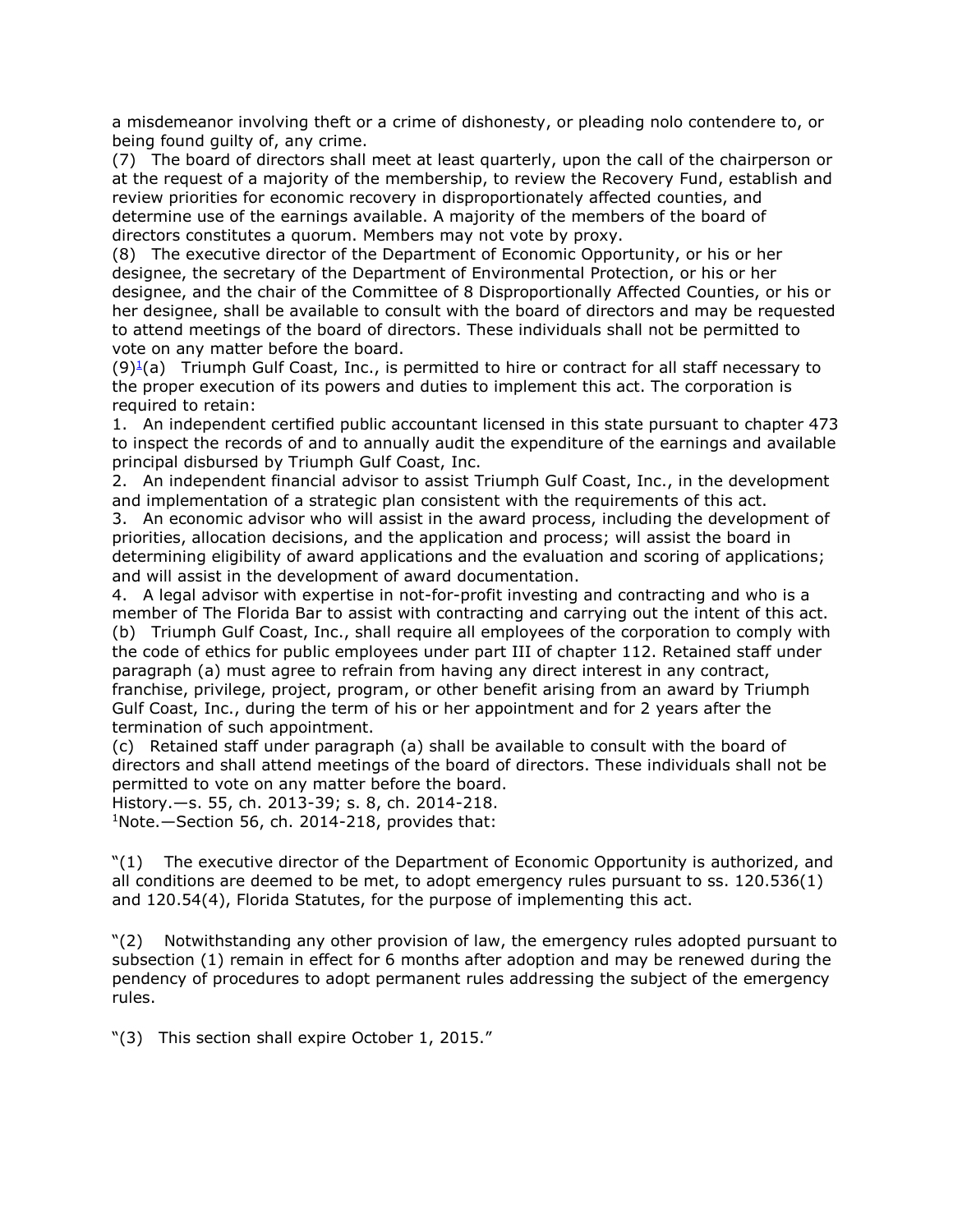a misdemeanor involving theft or a crime of dishonesty, or pleading nolo contendere to, or being found guilty of, any crime.

(7) The board of directors shall meet at least quarterly, upon the call of the chairperson or at the request of a majority of the membership, to review the Recovery Fund, establish and review priorities for economic recovery in disproportionately affected counties, and determine use of the earnings available. A majority of the members of the board of directors constitutes a quorum. Members may not vote by proxy.

(8) The executive director of the Department of Economic Opportunity, or his or her designee, the secretary of the Department of Environmental Protection, or his or her designee, and the chair of the Committee of 8 Disproportionally Affected Counties, or his or her designee, shall be available to consult with the board of directors and may be requested to attend meetings of the board of directors. These individuals shall not be permitted to vote on any matter before the board.

(9)[1](a) Triumph Gulf Coast, Inc., is permitted to hire or contract for all staff necessary to the proper execution of its powers and duties to implement this act. The corporation is required to retain:

1. An independent certified public accountant licensed in this state pursuant to chapter 473 to inspect the records of and to annually audit the expenditure of the earnings and available principal disbursed by Triumph Gulf Coast, Inc.
2. An independent financial advisor to assist Triumph Gulf Coast, Inc., in the development and implementation of a strategic plan consistent with the requirements of this act.
3. An economic advisor who will assist in the award process, including the development of priorities, allocation decisions, and the application and process; will assist the board in determining eligibility of award applications and the evaluation and scoring of applications; and will assist in the development of award documentation.
4. A legal advisor with expertise in not-for-profit investing and contracting and who is a member of The Florida Bar to assist with contracting and carrying out the intent of this act.

(b) Triumph Gulf Coast, Inc., shall require all employees of the corporation to comply with the code of ethics for public employees under part III of chapter 112. Retained staff under paragraph (a) must agree to refrain from having any direct interest in any contract, franchise, privilege, project, program, or other benefit arising from an award by Triumph Gulf Coast, Inc., during the term of his or her appointment and for 2 years after the termination of such appointment.

(c) Retained staff under paragraph (a) shall be available to consult with the board of directors and shall attend meetings of the board of directors. These individuals shall not be permitted to vote on any matter before the board.

History.—s. 55, ch. 2013-39; s. 8, ch. 2014-218.

[1]Note.—Section 56, ch. 2014-218, provides that:

"(1) The executive director of the Department of Economic Opportunity is authorized, and all conditions are deemed to be met, to adopt emergency rules pursuant to ss. 120.536(1) and 120.54(4), Florida Statutes, for the purpose of implementing this act.

"(2) Notwithstanding any other provision of law, the emergency rules adopted pursuant to subsection (1) remain in effect for 6 months after adoption and may be renewed during the pendency of procedures to adopt permanent rules addressing the subject of the emergency rules.

"(3) This section shall expire October 1, 2015."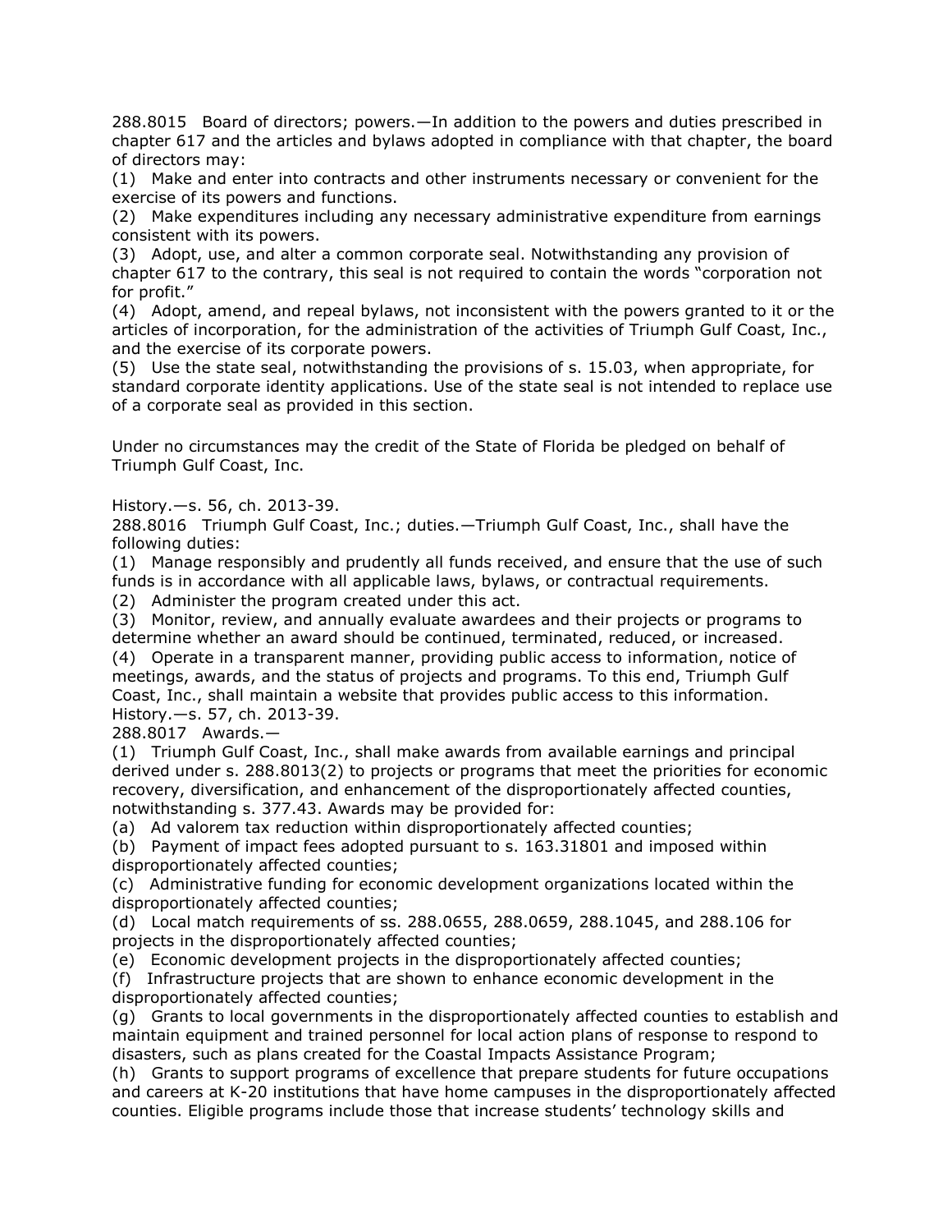288.8015 Board of directors; powers.—In addition to the powers and duties prescribed in chapter 617 and the articles and bylaws adopted in compliance with that chapter, the board of directors may:

(1) Make and enter into contracts and other instruments necessary or convenient for the exercise of its powers and functions.

(2) Make expenditures including any necessary administrative expenditure from earnings consistent with its powers.

(3) Adopt, use, and alter a common corporate seal. Notwithstanding any provision of chapter 617 to the contrary, this seal is not required to contain the words "corporation not for profit."

(4) Adopt, amend, and repeal bylaws, not inconsistent with the powers granted to it or the articles of incorporation, for the administration of the activities of Triumph Gulf Coast, Inc., and the exercise of its corporate powers.

(5) Use the state seal, notwithstanding the provisions of s. 15.03, when appropriate, for standard corporate identity applications. Use of the state seal is not intended to replace use of a corporate seal as provided in this section.

Under no circumstances may the credit of the State of Florida be pledged on behalf of Triumph Gulf Coast, Inc.

History.—s. 56, ch. 2013-39.

288.8016 Triumph Gulf Coast, Inc.; duties.—Triumph Gulf Coast, Inc., shall have the following duties:

(1) Manage responsibly and prudently all funds received, and ensure that the use of such funds is in accordance with all applicable laws, bylaws, or contractual requirements.

(2) Administer the program created under this act.

(3) Monitor, review, and annually evaluate awardees and their projects or programs to determine whether an award should be continued, terminated, reduced, or increased.

(4) Operate in a transparent manner, providing public access to information, notice of meetings, awards, and the status of projects and programs. To this end, Triumph Gulf Coast, Inc., shall maintain a website that provides public access to this information.

History.—s. 57, ch. 2013-39.

288.8017 Awards.—

(1) Triumph Gulf Coast, Inc., shall make awards from available earnings and principal derived under s. 288.8013(2) to projects or programs that meet the priorities for economic recovery, diversification, and enhancement of the disproportionately affected counties, notwithstanding s. 377.43. Awards may be provided for:

(a) Ad valorem tax reduction within disproportionately affected counties;

(b) Payment of impact fees adopted pursuant to s. 163.31801 and imposed within disproportionately affected counties;

(c) Administrative funding for economic development organizations located within the disproportionately affected counties;

(d) Local match requirements of ss. 288.0655, 288.0659, 288.1045, and 288.106 for projects in the disproportionately affected counties;

(e) Economic development projects in the disproportionately affected counties;

(f) Infrastructure projects that are shown to enhance economic development in the disproportionately affected counties;

(g) Grants to local governments in the disproportionately affected counties to establish and maintain equipment and trained personnel for local action plans of response to respond to disasters, such as plans created for the Coastal Impacts Assistance Program;

(h) Grants to support programs of excellence that prepare students for future occupations and careers at K-20 institutions that have home campuses in the disproportionately affected counties. Eligible programs include those that increase students' technology skills and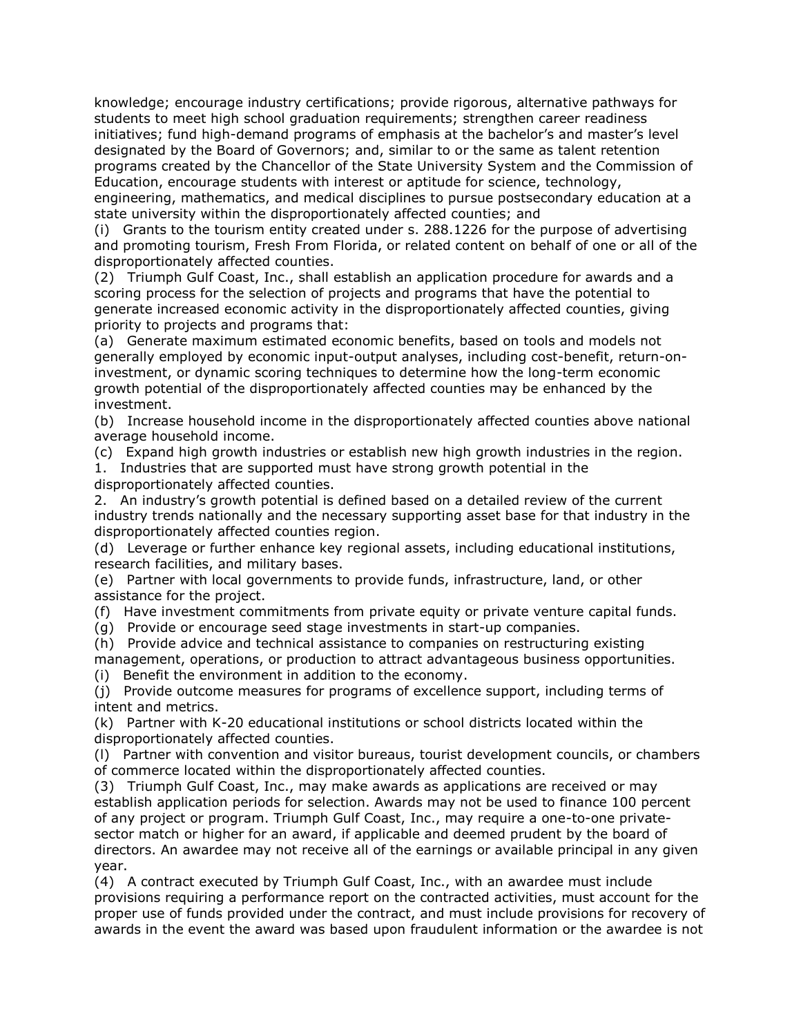knowledge; encourage industry certifications; provide rigorous, alternative pathways for students to meet high school graduation requirements; strengthen career readiness initiatives; fund high-demand programs of emphasis at the bachelor's and master's level designated by the Board of Governors; and, similar to or the same as talent retention programs created by the Chancellor of the State University System and the Commission of Education, encourage students with interest or aptitude for science, technology, engineering, mathematics, and medical disciplines to pursue postsecondary education at a state university within the disproportionately affected counties; and

(i) Grants to the tourism entity created under s. 288.1226 for the purpose of advertising and promoting tourism, Fresh From Florida, or related content on behalf of one or all of the disproportionately affected counties.

(2) Triumph Gulf Coast, Inc., shall establish an application procedure for awards and a scoring process for the selection of projects and programs that have the potential to generate increased economic activity in the disproportionately affected counties, giving priority to projects and programs that:

(a) Generate maximum estimated economic benefits, based on tools and models not generally employed by economic input-output analyses, including cost-benefit, return-on-investment, or dynamic scoring techniques to determine how the long-term economic growth potential of the disproportionately affected counties may be enhanced by the investment.

(b) Increase household income in the disproportionately affected counties above national average household income.

(c) Expand high growth industries or establish new high growth industries in the region.

1. Industries that are supported must have strong growth potential in the disproportionately affected counties.

2. An industry's growth potential is defined based on a detailed review of the current industry trends nationally and the necessary supporting asset base for that industry in the disproportionately affected counties region.

(d) Leverage or further enhance key regional assets, including educational institutions, research facilities, and military bases.

(e) Partner with local governments to provide funds, infrastructure, land, or other assistance for the project.

(f) Have investment commitments from private equity or private venture capital funds.

(g) Provide or encourage seed stage investments in start-up companies.

(h) Provide advice and technical assistance to companies on restructuring existing management, operations, or production to attract advantageous business opportunities.

(i) Benefit the environment in addition to the economy.

(j) Provide outcome measures for programs of excellence support, including terms of intent and metrics.

(k) Partner with K-20 educational institutions or school districts located within the disproportionately affected counties.

(l) Partner with convention and visitor bureaus, tourist development councils, or chambers of commerce located within the disproportionately affected counties.

(3) Triumph Gulf Coast, Inc., may make awards as applications are received or may establish application periods for selection. Awards may not be used to finance 100 percent of any project or program. Triumph Gulf Coast, Inc., may require a one-to-one private-sector match or higher for an award, if applicable and deemed prudent by the board of directors. An awardee may not receive all of the earnings or available principal in any given year.

(4) A contract executed by Triumph Gulf Coast, Inc., with an awardee must include provisions requiring a performance report on the contracted activities, must account for the proper use of funds provided under the contract, and must include provisions for recovery of awards in the event the award was based upon fraudulent information or the awardee is not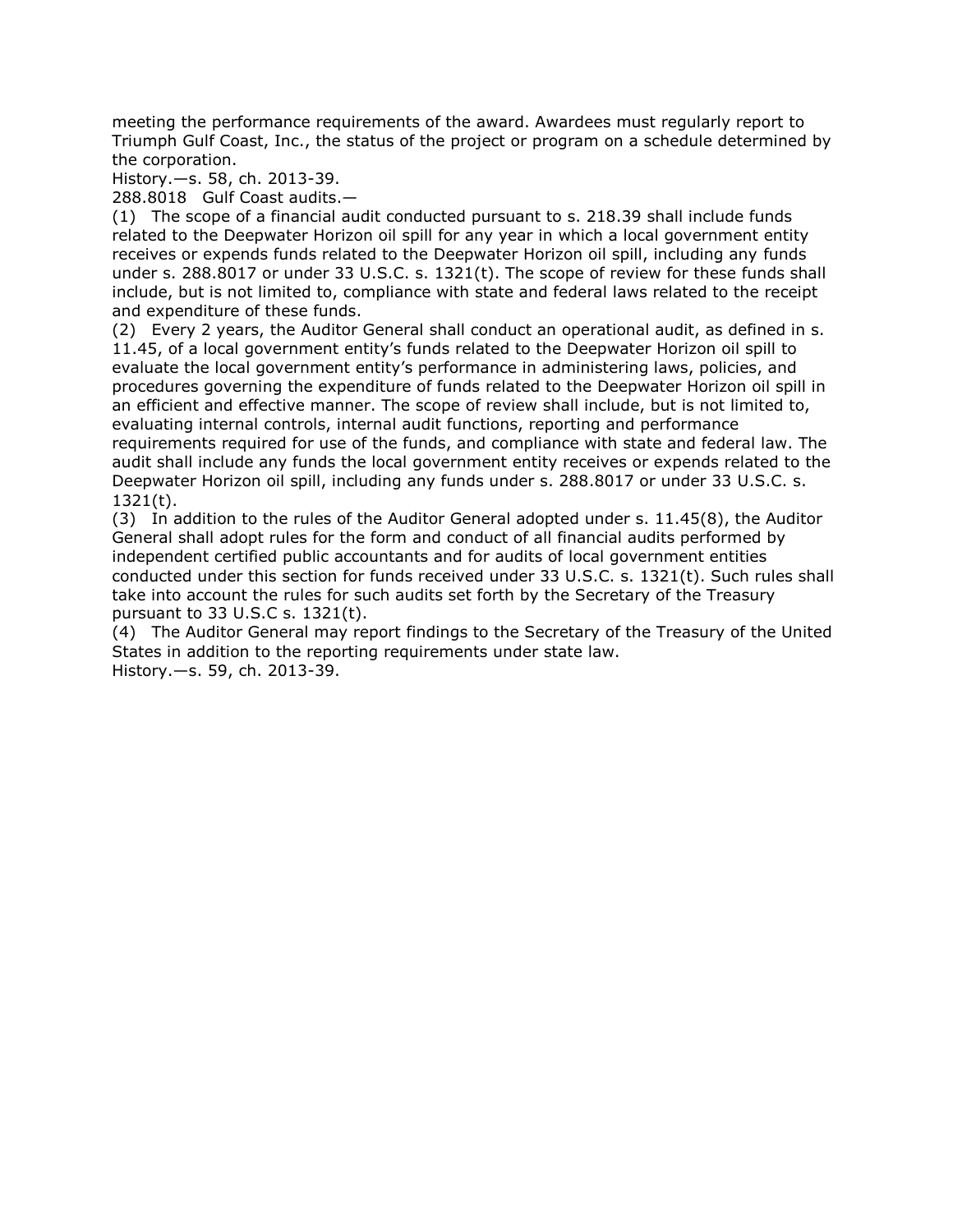meeting the performance requirements of the award. Awardees must regularly report to Triumph Gulf Coast, Inc., the status of the project or program on a schedule determined by the corporation.

History.—s. 58, ch. 2013-39.

288.8018 Gulf Coast audits.—

(1) The scope of a financial audit conducted pursuant to s. 218.39 shall include funds related to the Deepwater Horizon oil spill for any year in which a local government entity receives or expends funds related to the Deepwater Horizon oil spill, including any funds under s. 288.8017 or under 33 U.S.C. s. 1321(t). The scope of review for these funds shall include, but is not limited to, compliance with state and federal laws related to the receipt and expenditure of these funds.

(2) Every 2 years, the Auditor General shall conduct an operational audit, as defined in s. 11.45, of a local government entity's funds related to the Deepwater Horizon oil spill to evaluate the local government entity's performance in administering laws, policies, and procedures governing the expenditure of funds related to the Deepwater Horizon oil spill in an efficient and effective manner. The scope of review shall include, but is not limited to, evaluating internal controls, internal audit functions, reporting and performance requirements required for use of the funds, and compliance with state and federal law. The audit shall include any funds the local government entity receives or expends related to the Deepwater Horizon oil spill, including any funds under s. 288.8017 or under 33 U.S.C. s. 1321(t).

(3) In addition to the rules of the Auditor General adopted under s. 11.45(8), the Auditor General shall adopt rules for the form and conduct of all financial audits performed by independent certified public accountants and for audits of local government entities conducted under this section for funds received under 33 U.S.C. s. 1321(t). Such rules shall take into account the rules for such audits set forth by the Secretary of the Treasury pursuant to 33 U.S.C s. 1321(t).

(4) The Auditor General may report findings to the Secretary of the Treasury of the United States in addition to the reporting requirements under state law.

History.—s. 59, ch. 2013-39.